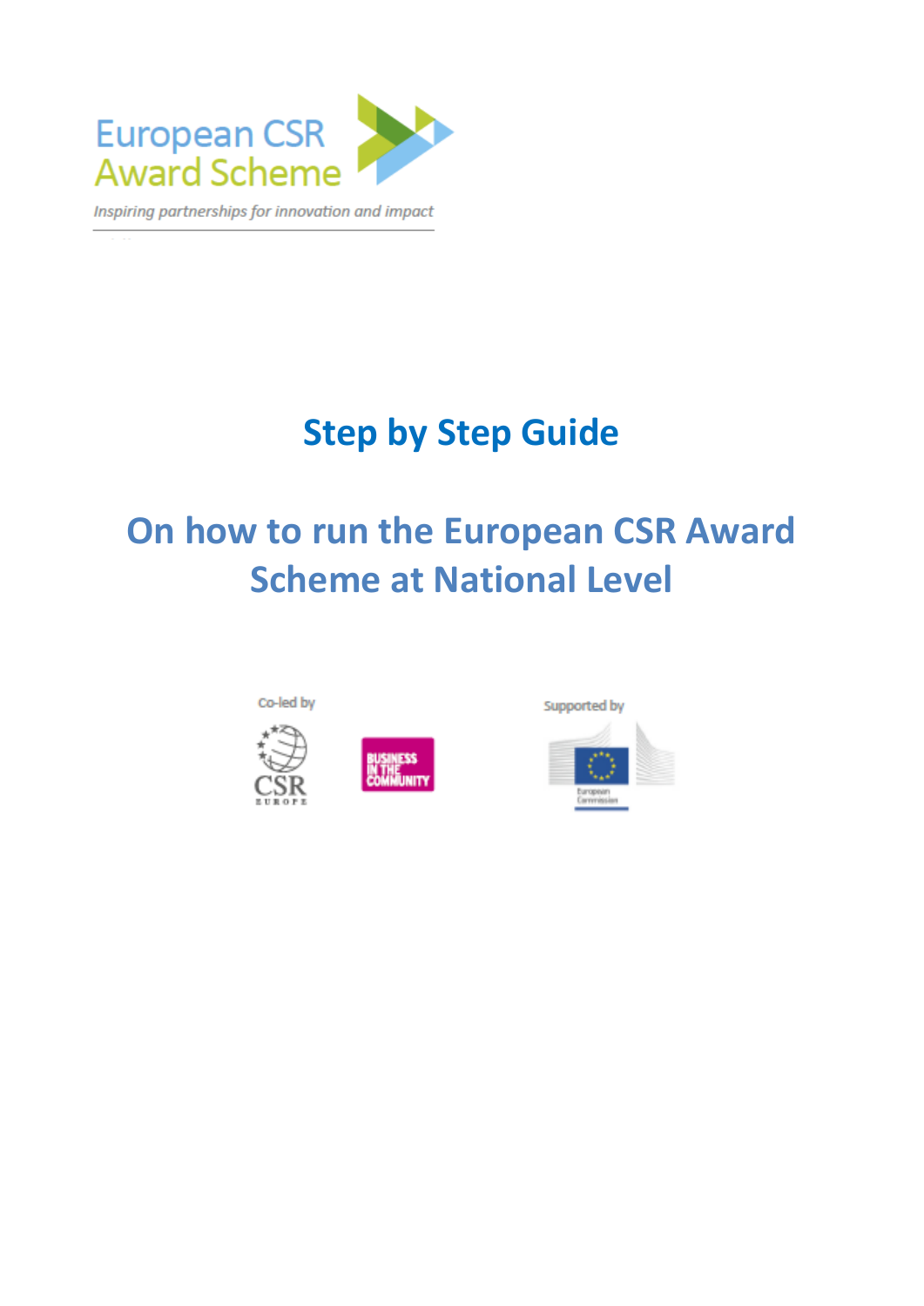European CSR Award Scheme

*Inspiring partnerships for innovation and impact*

# Step by Step Guide

# On how to run the European CSR Award Scheme at National Level

Co-led by

CSR EUROPE

BUSINESS IN THE COMMUNITY

Supported by

European Commission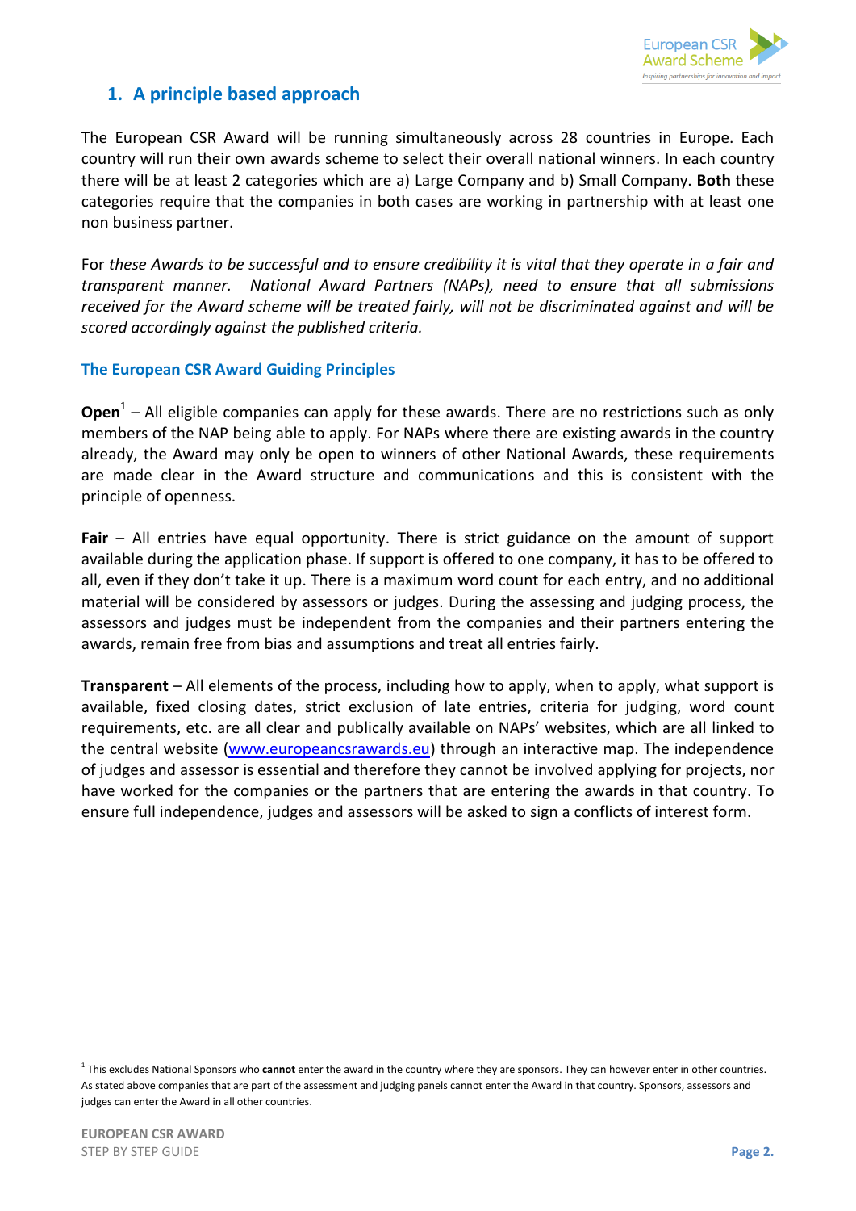## 1. A principle based approach

The European CSR Award will be running simultaneously across 28 countries in Europe. Each country will run their own awards scheme to select their overall national winners. In each country there will be at least 2 categories which are a) Large Company and b) Small Company. **Both** these categories require that the companies in both cases are working in partnership with at least one non business partner.

For *these Awards to be successful and to ensure credibility it is vital that they operate in a fair and transparent manner. National Award Partners (NAPs), need to ensure that all submissions received for the Award scheme will be treated fairly, will not be discriminated against and will be scored accordingly against the published criteria.*

### The European CSR Award Guiding Principles

**Open**[1] – All eligible companies can apply for these awards. There are no restrictions such as only members of the NAP being able to apply. For NAPs where there are existing awards in the country already, the Award may only be open to winners of other National Awards, these requirements are made clear in the Award structure and communications and this is consistent with the principle of openness.

**Fair** – All entries have equal opportunity. There is strict guidance on the amount of support available during the application phase. If support is offered to one company, it has to be offered to all, even if they don't take it up. There is a maximum word count for each entry, and no additional material will be considered by assessors or judges. During the assessing and judging process, the assessors and judges must be independent from the companies and their partners entering the awards, remain free from bias and assumptions and treat all entries fairly.

**Transparent** – All elements of the process, including how to apply, when to apply, what support is available, fixed closing dates, strict exclusion of late entries, criteria for judging, word count requirements, etc. are all clear and publically available on NAPs' websites, which are all linked to the central website (www.europeancsrawards.eu) through an interactive map. The independence of judges and assessor is essential and therefore they cannot be involved applying for projects, nor have worked for the companies or the partners that are entering the awards in that country. To ensure full independence, judges and assessors will be asked to sign a conflicts of interest form.

---

[1] This excludes National Sponsors who **cannot** enter the award in the country where they are sponsors. They can however enter in other countries. As stated above companies that are part of the assessment and judging panels cannot enter the Award in that country. Sponsors, assessors and judges can enter the Award in all other countries.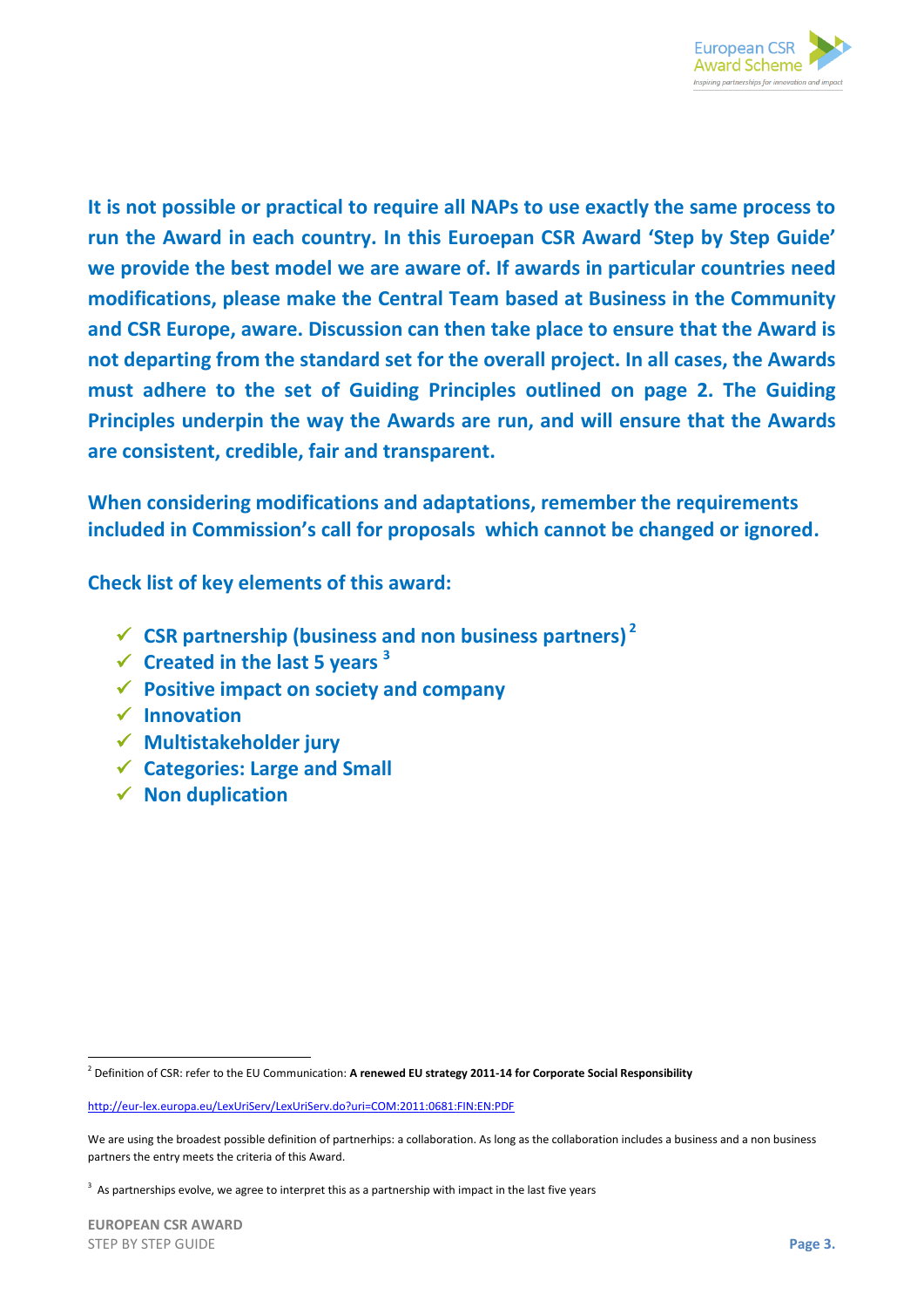**It is not possible or practical to require all NAPs to use exactly the same process to run the Award in each country. In this Euroepan CSR Award 'Step by Step Guide' we provide the best model we are aware of. If awards in particular countries need modifications, please make the Central Team based at Business in the Community and CSR Europe, aware. Discussion can then take place to ensure that the Award is not departing from the standard set for the overall project. In all cases, the Awards must adhere to the set of Guiding Principles outlined on page 2. The Guiding Principles underpin the way the Awards are run, and will ensure that the Awards are consistent, credible, fair and transparent.**

**When considering modifications and adaptations, remember the requirements included in Commission's call for proposals which cannot be changed or ignored.**

**Check list of key elements of this award:**

- ✓ **CSR partnership (business and non business partners)** [2]
- ✓ **Created in the last 5 years** [3]
- ✓ **Positive impact on society and company**
- ✓ **Innovation**
- ✓ **Multistakeholder jury**
- ✓ **Categories: Large and Small**
- ✓ **Non duplication**

---

[2] Definition of CSR: refer to the EU Communication: **A renewed EU strategy 2011-14 for Corporate Social Responsibility**

http://eur-lex.europa.eu/LexUriServ/LexUriServ.do?uri=COM:2011:0681:FIN:EN:PDF

We are using the broadest possible definition of partnerhips: a collaboration. As long as the collaboration includes a business and a non business partners the entry meets the criteria of this Award.

[3] As partnerships evolve, we agree to interpret this as a partnership with impact in the last five years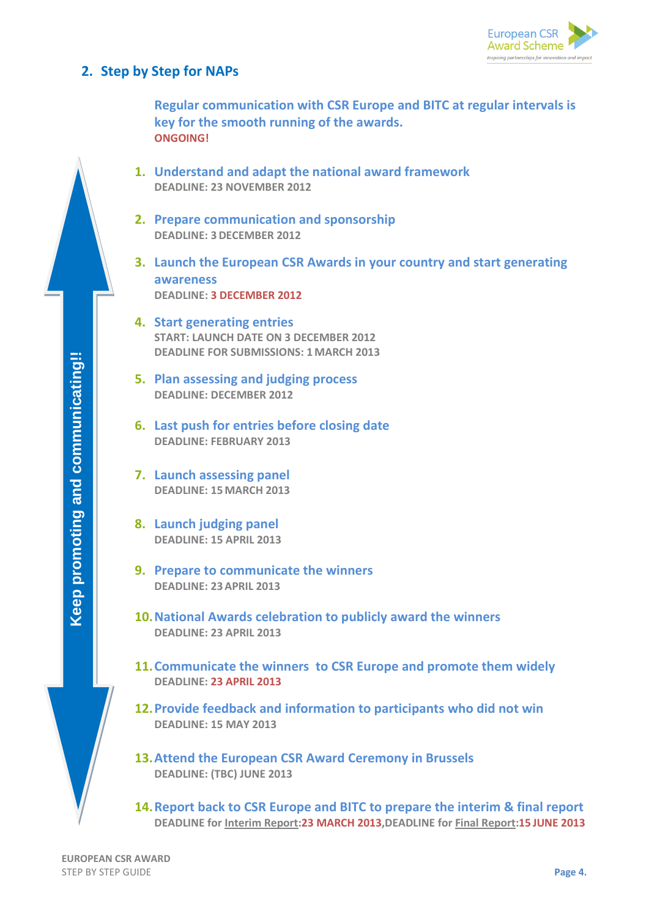## 2. Step by Step for NAPs

**Regular communication with CSR Europe and BITC at regular intervals is key for the smooth running of the awards.**
**ONGOING!**

Keep promoting and communicating!!

1. **Understand and adapt the national award framework**
   DEADLINE: 23 NOVEMBER 2012

2. **Prepare communication and sponsorship**
   DEADLINE: 3 DECEMBER 2012

3. **Launch the European CSR Awards in your country and start generating awareness**
   DEADLINE: 3 DECEMBER 2012

4. **Start generating entries**
   START: LAUNCH DATE ON 3 DECEMBER 2012
   DEADLINE FOR SUBMISSIONS: 1 MARCH 2013

5. **Plan assessing and judging process**
   DEADLINE: DECEMBER 2012

6. **Last push for entries before closing date**
   DEADLINE: FEBRUARY 2013

7. **Launch assessing panel**
   DEADLINE: 15 MARCH 2013

8. **Launch judging panel**
   DEADLINE: 15 APRIL 2013

9. **Prepare to communicate the winners**
   DEADLINE: 23 APRIL 2013

10. **National Awards celebration to publicly award the winners**
    DEADLINE: 23 APRIL 2013

11. **Communicate the winners to CSR Europe and promote them widely**
    DEADLINE: 23 APRIL 2013

12. **Provide feedback and information to participants who did not win**
    DEADLINE: 15 MAY 2013

13. **Attend the European CSR Award Ceremony in Brussels**
    DEADLINE: (TBC) JUNE 2013

14. **Report back to CSR Europe and BITC to prepare the interim & final report**
    DEADLINE for Interim Report: 23 MARCH 2013, DEADLINE for Final Report: 15 JUNE 2013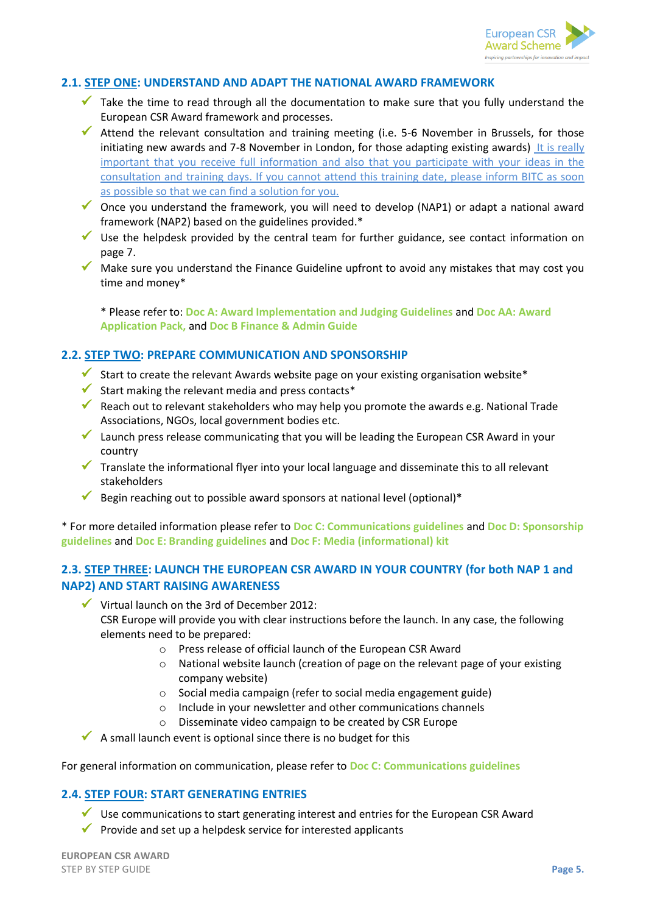## 2.1. STEP ONE: UNDERSTAND AND ADAPT THE NATIONAL AWARD FRAMEWORK

- Take the time to read through all the documentation to make sure that you fully understand the European CSR Award framework and processes.
- Attend the relevant consultation and training meeting (i.e. 5-6 November in Brussels, for those initiating new awards and 7-8 November in London, for those adapting existing awards) It is really important that you receive full information and also that you participate with your ideas in the consultation and training days. If you cannot attend this training date, please inform BITC as soon as possible so that we can find a solution for you.
- Once you understand the framework, you will need to develop (NAP1) or adapt a national award framework (NAP2) based on the guidelines provided.*
- Use the helpdesk provided by the central team for further guidance, see contact information on page 7.
- Make sure you understand the Finance Guideline upfront to avoid any mistakes that may cost you time and money*

\* Please refer to: **Doc A: Award Implementation and Judging Guidelines** and **Doc AA: Award Application Pack,** and **Doc B Finance & Admin Guide**

## 2.2. STEP TWO: PREPARE COMMUNICATION AND SPONSORSHIP

- Start to create the relevant Awards website page on your existing organisation website*
- Start making the relevant media and press contacts*
- Reach out to relevant stakeholders who may help you promote the awards e.g. National Trade Associations, NGOs, local government bodies etc.
- Launch press release communicating that you will be leading the European CSR Award in your country
- Translate the informational flyer into your local language and disseminate this to all relevant stakeholders
- Begin reaching out to possible award sponsors at national level (optional)*

\* For more detailed information please refer to **Doc C: Communications guidelines** and **Doc D: Sponsorship guidelines** and **Doc E: Branding guidelines** and **Doc F: Media (informational) kit**

## 2.3. STEP THREE: LAUNCH THE EUROPEAN CSR AWARD IN YOUR COUNTRY (for both NAP 1 and NAP2) AND START RAISING AWARENESS

- Virtual launch on the 3rd of December 2012:
  CSR Europe will provide you with clear instructions before the launch. In any case, the following elements need to be prepared:
  - Press release of official launch of the European CSR Award
  - National website launch (creation of page on the relevant page of your existing company website)
  - Social media campaign (refer to social media engagement guide)
  - Include in your newsletter and other communications channels
  - Disseminate video campaign to be created by CSR Europe
- A small launch event is optional since there is no budget for this

For general information on communication, please refer to **Doc C: Communications guidelines**

## 2.4. STEP FOUR: START GENERATING ENTRIES

- Use communications to start generating interest and entries for the European CSR Award
- Provide and set up a helpdesk service for interested applicants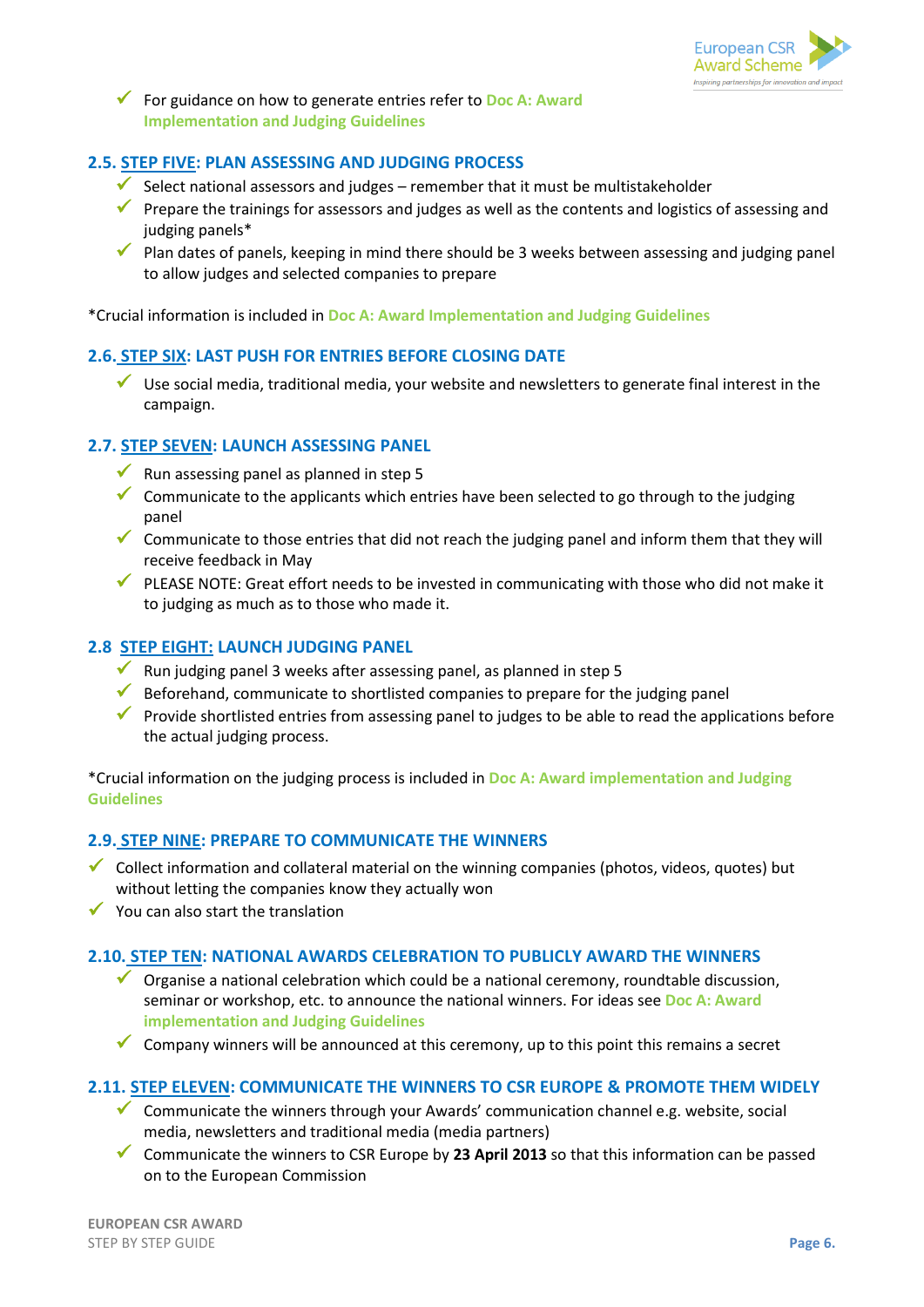- For guidance on how to generate entries refer to **Doc A: Award Implementation and Judging Guidelines**

### 2.5. STEP FIVE: PLAN ASSESSING AND JUDGING PROCESS

- Select national assessors and judges – remember that it must be multistakeholder
- Prepare the trainings for assessors and judges as well as the contents and logistics of assessing and judging panels*
- Plan dates of panels, keeping in mind there should be 3 weeks between assessing and judging panel to allow judges and selected companies to prepare

*Crucial information is included in **Doc A: Award Implementation and Judging Guidelines**

### 2.6. STEP SIX: LAST PUSH FOR ENTRIES BEFORE CLOSING DATE

- Use social media, traditional media, your website and newsletters to generate final interest in the campaign.

### 2.7. STEP SEVEN: LAUNCH ASSESSING PANEL

- Run assessing panel as planned in step 5
- Communicate to the applicants which entries have been selected to go through to the judging panel
- Communicate to those entries that did not reach the judging panel and inform them that they will receive feedback in May
- PLEASE NOTE: Great effort needs to be invested in communicating with those who did not make it to judging as much as to those who made it.

### 2.8 STEP EIGHT: LAUNCH JUDGING PANEL

- Run judging panel 3 weeks after assessing panel, as planned in step 5
- Beforehand, communicate to shortlisted companies to prepare for the judging panel
- Provide shortlisted entries from assessing panel to judges to be able to read the applications before the actual judging process.

*Crucial information on the judging process is included in **Doc A: Award implementation and Judging Guidelines**

### 2.9. STEP NINE: PREPARE TO COMMUNICATE THE WINNERS

- Collect information and collateral material on the winning companies (photos, videos, quotes) but without letting the companies know they actually won
- You can also start the translation

### 2.10. STEP TEN: NATIONAL AWARDS CELEBRATION TO PUBLICLY AWARD THE WINNERS

- Organise a national celebration which could be a national ceremony, roundtable discussion, seminar or workshop, etc. to announce the national winners. For ideas see **Doc A: Award implementation and Judging Guidelines**
- Company winners will be announced at this ceremony, up to this point this remains a secret

### 2.11. STEP ELEVEN: COMMUNICATE THE WINNERS TO CSR EUROPE & PROMOTE THEM WIDELY

- Communicate the winners through your Awards' communication channel e.g. website, social media, newsletters and traditional media (media partners)
- Communicate the winners to CSR Europe by **23 April 2013** so that this information can be passed on to the European Commission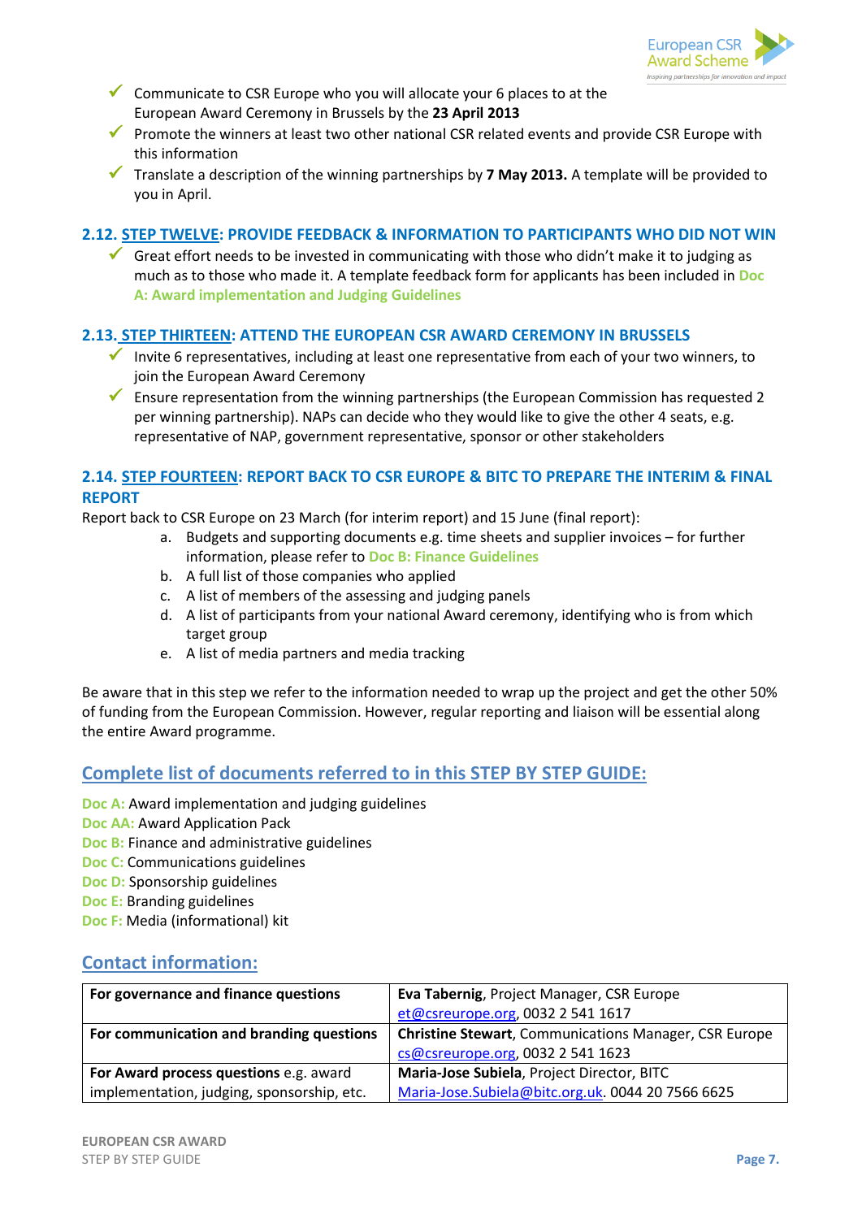- ✓ Communicate to CSR Europe who you will allocate your 6 places to at the European Award Ceremony in Brussels by the **23 April 2013**
- ✓ Promote the winners at least two other national CSR related events and provide CSR Europe with this information
- ✓ Translate a description of the winning partnerships by **7 May 2013.** A template will be provided to you in April.

## 2.12. STEP TWELVE: PROVIDE FEEDBACK & INFORMATION TO PARTICIPANTS WHO DID NOT WIN

- ✓ Great effort needs to be invested in communicating with those who didn't make it to judging as much as to those who made it. A template feedback form for applicants has been included in **Doc A: Award implementation and Judging Guidelines**

## 2.13. STEP THIRTEEN: ATTEND THE EUROPEAN CSR AWARD CEREMONY IN BRUSSELS

- ✓ Invite 6 representatives, including at least one representative from each of your two winners, to join the European Award Ceremony
- ✓ Ensure representation from the winning partnerships (the European Commission has requested 2 per winning partnership). NAPs can decide who they would like to give the other 4 seats, e.g. representative of NAP, government representative, sponsor or other stakeholders

## 2.14. STEP FOURTEEN: REPORT BACK TO CSR EUROPE & BITC TO PREPARE THE INTERIM & FINAL REPORT

Report back to CSR Europe on 23 March (for interim report) and 15 June (final report):

a. Budgets and supporting documents e.g. time sheets and supplier invoices – for further information, please refer to **Doc B: Finance Guidelines**
b. A full list of those companies who applied
c. A list of members of the assessing and judging panels
d. A list of participants from your national Award ceremony, identifying who is from which target group
e. A list of media partners and media tracking

Be aware that in this step we refer to the information needed to wrap up the project and get the other 50% of funding from the European Commission. However, regular reporting and liaison will be essential along the entire Award programme.

## Complete list of documents referred to in this STEP BY STEP GUIDE:

**Doc A:** Award implementation and judging guidelines
**Doc AA:** Award Application Pack
**Doc B:** Finance and administrative guidelines
**Doc C:** Communications guidelines
**Doc D:** Sponsorship guidelines
**Doc E:** Branding guidelines
**Doc F:** Media (informational) kit

## Contact information:

| | |
|---|---|
| **For governance and finance questions** | **Eva Tabernig**, Project Manager, CSR Europe et@csreurope.org, 0032 2 541 1617 |
| **For communication and branding questions** | **Christine Stewart**, Communications Manager, CSR Europe cs@csreurope.org, 0032 2 541 1623 |
| **For Award process questions** e.g. award implementation, judging, sponsorship, etc. | **Maria-Jose Subiela**, Project Director, BITC Maria-Jose.Subiela@bitc.org.uk. 0044 20 7566 6625 |